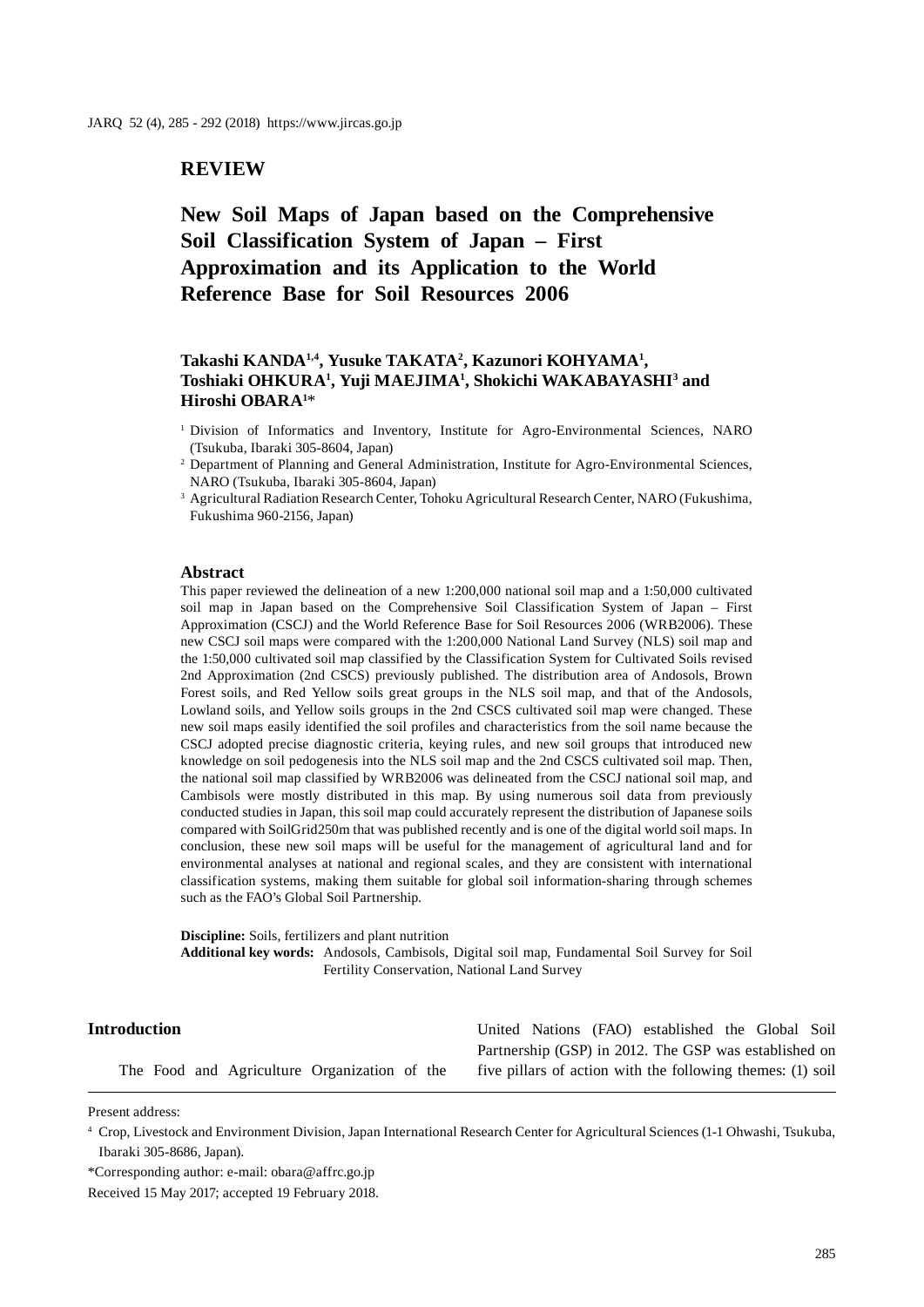## REVIEW

# New Soil Maps of Japan based on the Comprehensive Soil Classification System of Japan – First Approximation and its Application to the World Reference Base for Soil Resources 2006

**Takashi KANDA[1,4], Yusuke TAKATA[2], Kazunori KOHYAMA[1], Toshiaki OHKURA[1], Yuji MAEJIMA[1], Shokichi WAKABAYASHI[3] and Hiroshi OBARA[1]\***

[1] Division of Informatics and Inventory, Institute for Agro-Environmental Sciences, NARO (Tsukuba, Ibaraki 305-8604, Japan)

[2] Department of Planning and General Administration, Institute for Agro-Environmental Sciences, NARO (Tsukuba, Ibaraki 305-8604, Japan)

[3] Agricultural Radiation Research Center, Tohoku Agricultural Research Center, NARO (Fukushima, Fukushima 960-2156, Japan)

### Abstract

This paper reviewed the delineation of a new 1:200,000 national soil map and a 1:50,000 cultivated soil map in Japan based on the Comprehensive Soil Classification System of Japan – First Approximation (CSCJ) and the World Reference Base for Soil Resources 2006 (WRB2006). These new CSCJ soil maps were compared with the 1:200,000 National Land Survey (NLS) soil map and the 1:50,000 cultivated soil map classified by the Classification System for Cultivated Soils revised 2nd Approximation (2nd CSCS) previously published. The distribution area of Andosols, Brown Forest soils, and Red Yellow soils great groups in the NLS soil map, and that of the Andosols, Lowland soils, and Yellow soils groups in the 2nd CSCS cultivated soil map were changed. These new soil maps easily identified the soil profiles and characteristics from the soil name because the CSCJ adopted precise diagnostic criteria, keying rules, and new soil groups that introduced new knowledge on soil pedogenesis into the NLS soil map and the 2nd CSCS cultivated soil map. Then, the national soil map classified by WRB2006 was delineated from the CSCJ national soil map, and Cambisols were mostly distributed in this map. By using numerous soil data from previously conducted studies in Japan, this soil map could accurately represent the distribution of Japanese soils compared with SoilGrid250m that was published recently and is one of the digital world soil maps. In conclusion, these new soil maps will be useful for the management of agricultural land and for environmental analyses at national and regional scales, and they are consistent with international classification systems, making them suitable for global soil information-sharing through schemes such as the FAO's Global Soil Partnership.

**Discipline:** Soils, fertilizers and plant nutrition

**Additional key words:** Andosols, Cambisols, Digital soil map, Fundamental Soil Survey for Soil Fertility Conservation, National Land Survey

## Introduction

The Food and Agriculture Organization of the United Nations (FAO) established the Global Soil Partnership (GSP) in 2012. The GSP was established on five pillars of action with the following themes: (1) soil

---

Present address:

[4] Crop, Livestock and Environment Division, Japan International Research Center for Agricultural Sciences (1-1 Ohwashi, Tsukuba, Ibaraki 305-8686, Japan).

\*Corresponding author: e-mail: obara@affrc.go.jp

Received 15 May 2017; accepted 19 February 2018.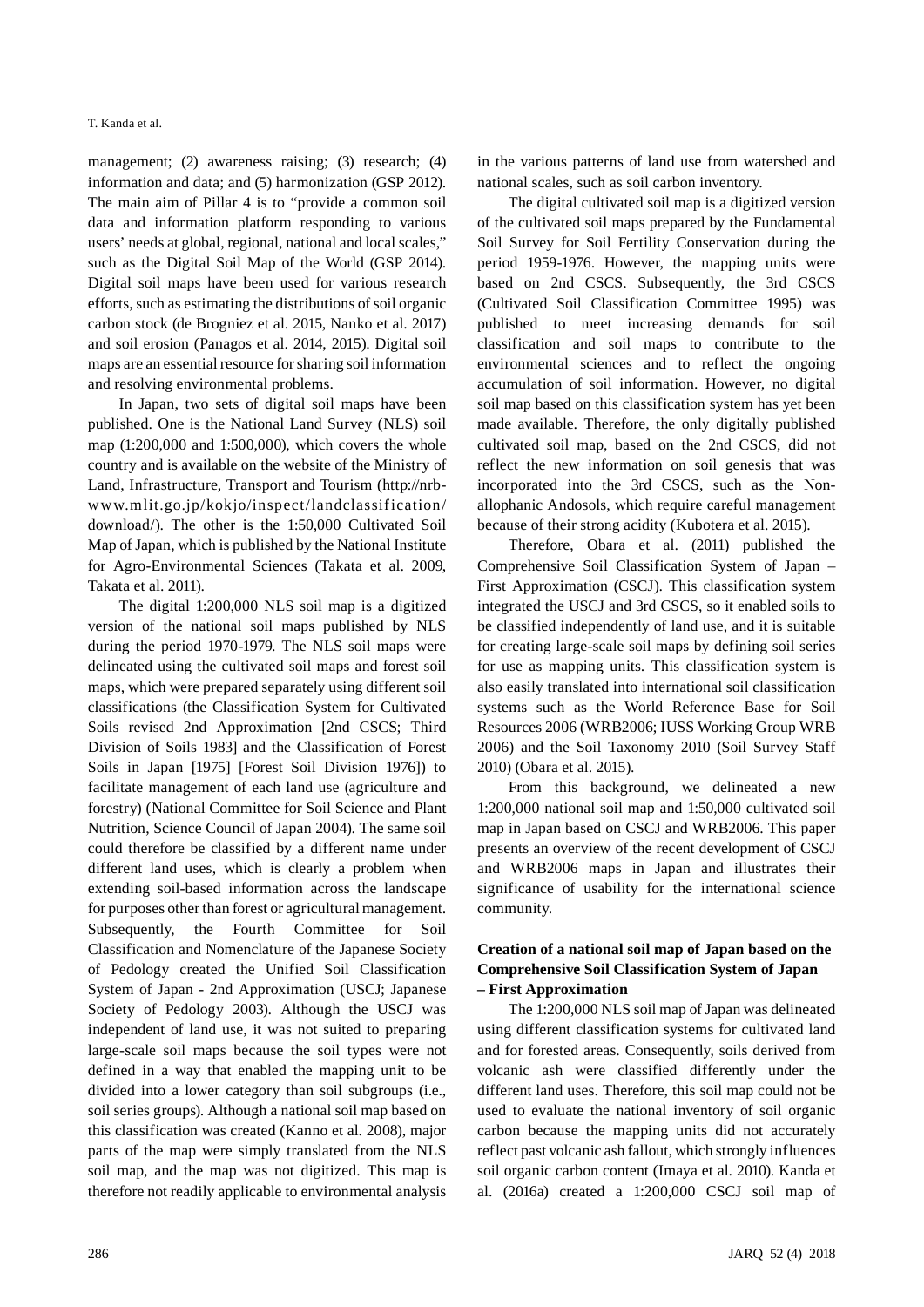management; (2) awareness raising; (3) research; (4) information and data; and (5) harmonization (GSP 2012). The main aim of Pillar 4 is to "provide a common soil data and information platform responding to various users' needs at global, regional, national and local scales," such as the Digital Soil Map of the World (GSP 2014). Digital soil maps have been used for various research efforts, such as estimating the distributions of soil organic carbon stock (de Brogniez et al. 2015, Nanko et al. 2017) and soil erosion (Panagos et al. 2014, 2015). Digital soil maps are an essential resource for sharing soil information and resolving environmental problems.

In Japan, two sets of digital soil maps have been published. One is the National Land Survey (NLS) soil map (1:200,000 and 1:500,000), which covers the whole country and is available on the website of the Ministry of Land, Infrastructure, Transport and Tourism (http://nrb-www.mlit.go.jp/kokjo/inspect/landclassification/download/). The other is the 1:50,000 Cultivated Soil Map of Japan, which is published by the National Institute for Agro-Environmental Sciences (Takata et al. 2009, Takata et al. 2011).

The digital 1:200,000 NLS soil map is a digitized version of the national soil maps published by NLS during the period 1970-1979. The NLS soil maps were delineated using the cultivated soil maps and forest soil maps, which were prepared separately using different soil classifications (the Classification System for Cultivated Soils revised 2nd Approximation [2nd CSCS; Third Division of Soils 1983] and the Classification of Forest Soils in Japan [1975] [Forest Soil Division 1976]) to facilitate management of each land use (agriculture and forestry) (National Committee for Soil Science and Plant Nutrition, Science Council of Japan 2004). The same soil could therefore be classified by a different name under different land uses, which is clearly a problem when extending soil-based information across the landscape for purposes other than forest or agricultural management. Subsequently, the Fourth Committee for Soil Classification and Nomenclature of the Japanese Society of Pedology created the Unified Soil Classification System of Japan - 2nd Approximation (USCJ; Japanese Society of Pedology 2003). Although the USCJ was independent of land use, it was not suited to preparing large-scale soil maps because the soil types were not defined in a way that enabled the mapping unit to be divided into a lower category than soil subgroups (i.e., soil series groups). Although a national soil map based on this classification was created (Kanno et al. 2008), major parts of the map were simply translated from the NLS soil map, and the map was not digitized. This map is therefore not readily applicable to environmental analysis in the various patterns of land use from watershed and national scales, such as soil carbon inventory.

The digital cultivated soil map is a digitized version of the cultivated soil maps prepared by the Fundamental Soil Survey for Soil Fertility Conservation during the period 1959-1976. However, the mapping units were based on 2nd CSCS. Subsequently, the 3rd CSCS (Cultivated Soil Classification Committee 1995) was published to meet increasing demands for soil classification and soil maps to contribute to the environmental sciences and to reflect the ongoing accumulation of soil information. However, no digital soil map based on this classification system has yet been made available. Therefore, the only digitally published cultivated soil map, based on the 2nd CSCS, did not reflect the new information on soil genesis that was incorporated into the 3rd CSCS, such as the Non-allophanic Andosols, which require careful management because of their strong acidity (Kubotera et al. 2015).

Therefore, Obara et al. (2011) published the Comprehensive Soil Classification System of Japan – First Approximation (CSCJ). This classification system integrated the USCJ and 3rd CSCS, so it enabled soils to be classified independently of land use, and it is suitable for creating large-scale soil maps by defining soil series for use as mapping units. This classification system is also easily translated into international soil classification systems such as the World Reference Base for Soil Resources 2006 (WRB2006; IUSS Working Group WRB 2006) and the Soil Taxonomy 2010 (Soil Survey Staff 2010) (Obara et al. 2015).

From this background, we delineated a new 1:200,000 national soil map and 1:50,000 cultivated soil map in Japan based on CSCJ and WRB2006. This paper presents an overview of the recent development of CSCJ and WRB2006 maps in Japan and illustrates their significance of usability for the international science community.

## Creation of a national soil map of Japan based on the Comprehensive Soil Classification System of Japan – First Approximation

The 1:200,000 NLS soil map of Japan was delineated using different classification systems for cultivated land and for forested areas. Consequently, soils derived from volcanic ash were classified differently under the different land uses. Therefore, this soil map could not be used to evaluate the national inventory of soil organic carbon because the mapping units did not accurately reflect past volcanic ash fallout, which strongly influences soil organic carbon content (Imaya et al. 2010). Kanda et al. (2016a) created a 1:200,000 CSCJ soil map of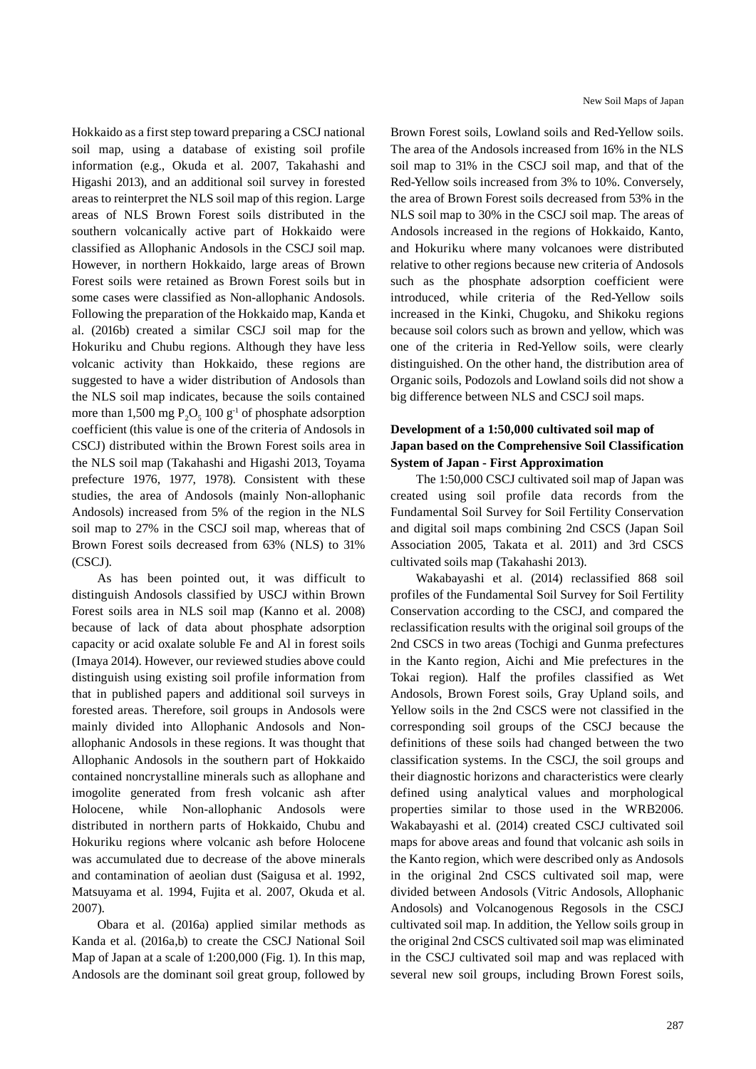Hokkaido as a first step toward preparing a CSCJ national soil map, using a database of existing soil profile information (e.g., Okuda et al. 2007, Takahashi and Higashi 2013), and an additional soil survey in forested areas to reinterpret the NLS soil map of this region. Large areas of NLS Brown Forest soils distributed in the southern volcanically active part of Hokkaido were classified as Allophanic Andosols in the CSCJ soil map. However, in northern Hokkaido, large areas of Brown Forest soils were retained as Brown Forest soils but in some cases were classified as Non-allophanic Andosols. Following the preparation of the Hokkaido map, Kanda et al. (2016b) created a similar CSCJ soil map for the Hokuriku and Chubu regions. Although they have less volcanic activity than Hokkaido, these regions are suggested to have a wider distribution of Andosols than the NLS soil map indicates, because the soils contained more than 1,500 mg $P_2O_5$ 100 $g^{-1}$ of phosphate adsorption coefficient (this value is one of the criteria of Andosols in CSCJ) distributed within the Brown Forest soils area in the NLS soil map (Takahashi and Higashi 2013, Toyama prefecture 1976, 1977, 1978). Consistent with these studies, the area of Andosols (mainly Non-allophanic Andosols) increased from 5% of the region in the NLS soil map to 27% in the CSCJ soil map, whereas that of Brown Forest soils decreased from 63% (NLS) to 31% (CSCJ).

As has been pointed out, it was difficult to distinguish Andosols classified by USCJ within Brown Forest soils area in NLS soil map (Kanno et al. 2008) because of lack of data about phosphate adsorption capacity or acid oxalate soluble Fe and Al in forest soils (Imaya 2014). However, our reviewed studies above could distinguish using existing soil profile information from that in published papers and additional soil surveys in forested areas. Therefore, soil groups in Andosols were mainly divided into Allophanic Andosols and Non-allophanic Andosols in these regions. It was thought that Allophanic Andosols in the southern part of Hokkaido contained noncrystalline minerals such as allophane and imogolite generated from fresh volcanic ash after Holocene, while Non-allophanic Andosols were distributed in northern parts of Hokkaido, Chubu and Hokuriku regions where volcanic ash before Holocene was accumulated due to decrease of the above minerals and contamination of aeolian dust (Saigusa et al. 1992, Matsuyama et al. 1994, Fujita et al. 2007, Okuda et al. 2007).

Obara et al. (2016a) applied similar methods as Kanda et al. (2016a,b) to create the CSCJ National Soil Map of Japan at a scale of 1:200,000 (Fig. 1). In this map, Andosols are the dominant soil great group, followed by Brown Forest soils, Lowland soils and Red-Yellow soils. The area of the Andosols increased from 16% in the NLS soil map to 31% in the CSCJ soil map, and that of the Red-Yellow soils increased from 3% to 10%. Conversely, the area of Brown Forest soils decreased from 53% in the NLS soil map to 30% in the CSCJ soil map. The areas of Andosols increased in the regions of Hokkaido, Kanto, and Hokuriku where many volcanoes were distributed relative to other regions because new criteria of Andosols such as the phosphate adsorption coefficient were introduced, while criteria of the Red-Yellow soils increased in the Kinki, Chugoku, and Shikoku regions because soil colors such as brown and yellow, which was one of the criteria in Red-Yellow soils, were clearly distinguished. On the other hand, the distribution area of Organic soils, Podozols and Lowland soils did not show a big difference between NLS and CSCJ soil maps.

**Development of a 1:50,000 cultivated soil map of Japan based on the Comprehensive Soil Classification System of Japan - First Approximation**

The 1:50,000 CSCJ cultivated soil map of Japan was created using soil profile data records from the Fundamental Soil Survey for Soil Fertility Conservation and digital soil maps combining 2nd CSCS (Japan Soil Association 2005, Takata et al. 2011) and 3rd CSCS cultivated soils map (Takahashi 2013).

Wakabayashi et al. (2014) reclassified 868 soil profiles of the Fundamental Soil Survey for Soil Fertility Conservation according to the CSCJ, and compared the reclassification results with the original soil groups of the 2nd CSCS in two areas (Tochigi and Gunma prefectures in the Kanto region, Aichi and Mie prefectures in the Tokai region). Half the profiles classified as Wet Andosols, Brown Forest soils, Gray Upland soils, and Yellow soils in the 2nd CSCS were not classified in the corresponding soil groups of the CSCJ because the definitions of these soils had changed between the two classification systems. In the CSCJ, the soil groups and their diagnostic horizons and characteristics were clearly defined using analytical values and morphological properties similar to those used in the WRB2006. Wakabayashi et al. (2014) created CSCJ cultivated soil maps for above areas and found that volcanic ash soils in the Kanto region, which were described only as Andosols in the original 2nd CSCS cultivated soil map, were divided between Andosols (Vitric Andosols, Allophanic Andosols) and Volcanogenous Regosols in the CSCJ cultivated soil map. In addition, the Yellow soils group in the original 2nd CSCS cultivated soil map was eliminated in the CSCJ cultivated soil map and was replaced with several new soil groups, including Brown Forest soils,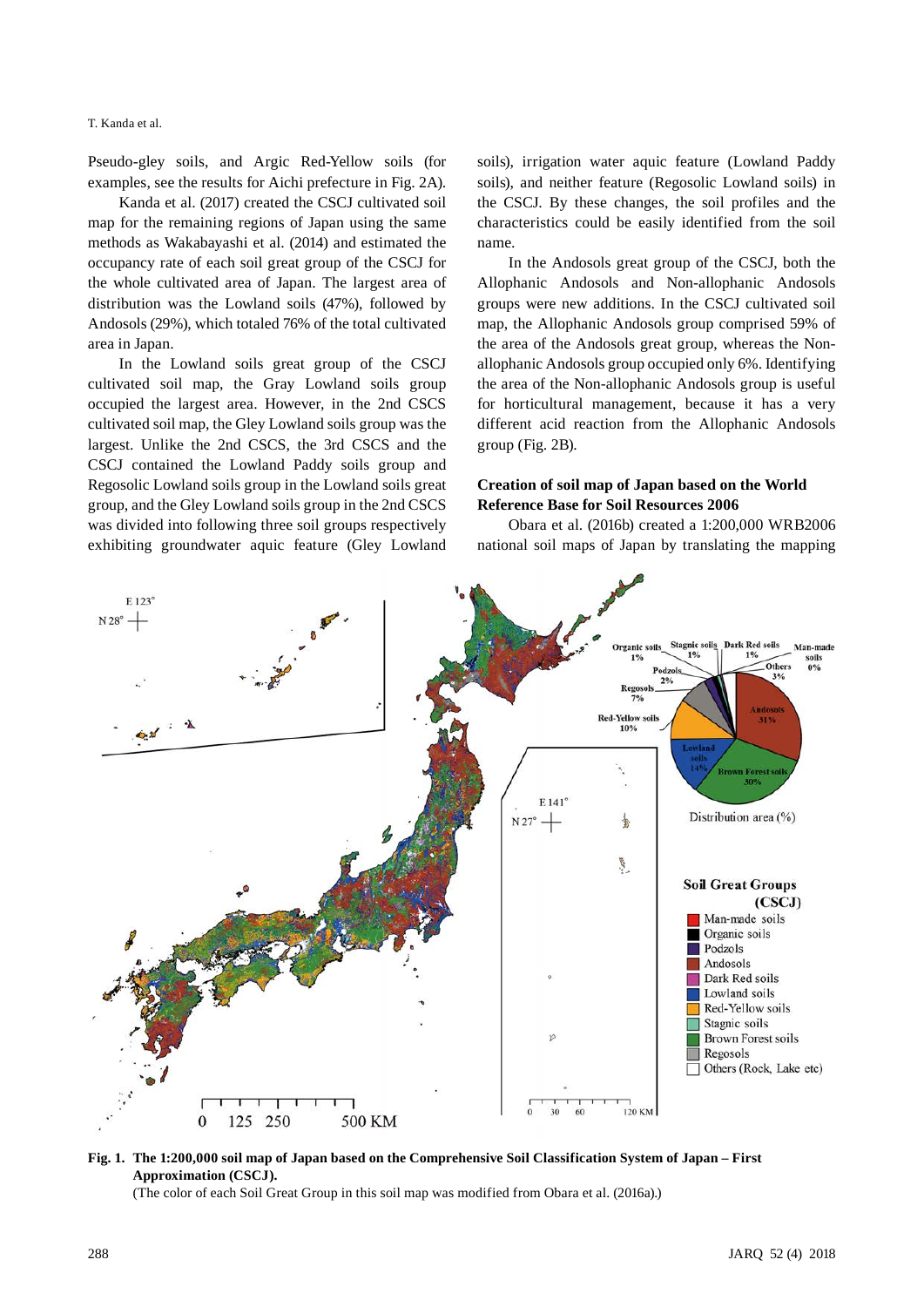Pseudo-gley soils, and Argic Red-Yellow soils (for examples, see the results for Aichi prefecture in Fig. 2A).

Kanda et al. (2017) created the CSCJ cultivated soil map for the remaining regions of Japan using the same methods as Wakabayashi et al. (2014) and estimated the occupancy rate of each soil great group of the CSCJ for the whole cultivated area of Japan. The largest area of distribution was the Lowland soils (47%), followed by Andosols (29%), which totaled 76% of the total cultivated area in Japan.

In the Lowland soils great group of the CSCJ cultivated soil map, the Gray Lowland soils group occupied the largest area. However, in the 2nd CSCS cultivated soil map, the Gley Lowland soils group was the largest. Unlike the 2nd CSCS, the 3rd CSCS and the CSCJ contained the Lowland Paddy soils group and Regosolic Lowland soils group in the Lowland soils great group, and the Gley Lowland soils group in the 2nd CSCS was divided into following three soil groups respectively exhibiting groundwater aquic feature (Gley Lowland soils), irrigation water aquic feature (Lowland Paddy soils), and neither feature (Regosolic Lowland soils) in the CSCJ. By these changes, the soil profiles and the characteristics could be easily identified from the soil name.

In the Andosols great group of the CSCJ, both the Allophanic Andosols and Non-allophanic Andosols groups were new additions. In the CSCJ cultivated soil map, the Allophanic Andosols group comprised 59% of the area of the Andosols great group, whereas the Non-allophanic Andosols group occupied only 6%. Identifying the area of the Non-allophanic Andosols group is useful for horticultural management, because it has a very different acid reaction from the Allophanic Andosols group (Fig. 2B).

### Creation of soil map of Japan based on the World Reference Base for Soil Resources 2006

Obara et al. (2016b) created a 1:200,000 WRB2006 national soil maps of Japan by translating the mapping

**Fig. 1. The 1:200,000 soil map of Japan based on the Comprehensive Soil Classification System of Japan – First Approximation (CSCJ).**
(The color of each Soil Great Group in this soil map was modified from Obara et al. (2016a).)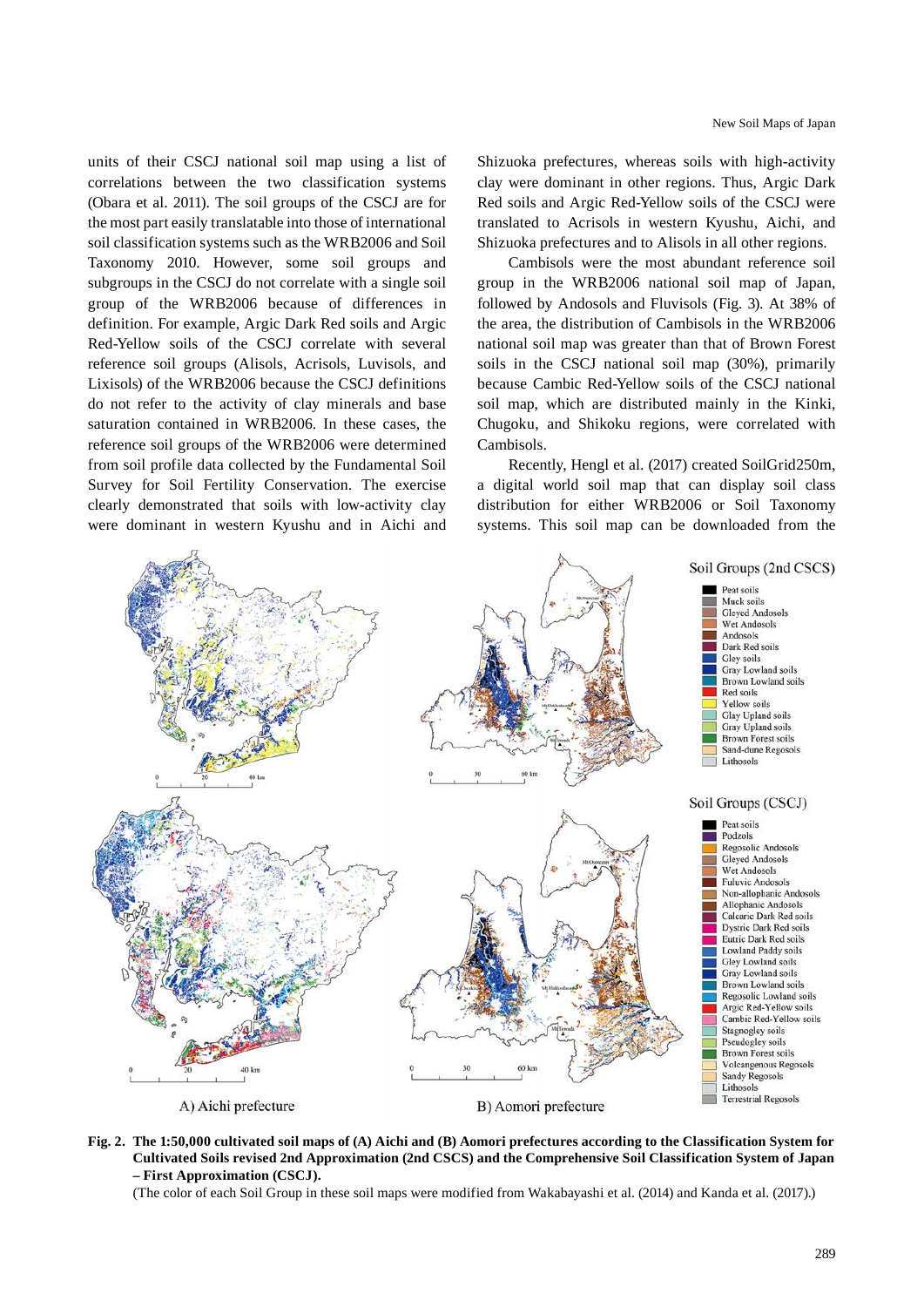units of their CSCJ national soil map using a list of correlations between the two classification systems (Obara et al. 2011). The soil groups of the CSCJ are for the most part easily translatable into those of international soil classification systems such as the WRB2006 and Soil Taxonomy 2010. However, some soil groups and subgroups in the CSCJ do not correlate with a single soil group of the WRB2006 because of differences in definition. For example, Argic Dark Red soils and Argic Red-Yellow soils of the CSCJ correlate with several reference soil groups (Alisols, Acrisols, Luvisols, and Lixisols) of the WRB2006 because the CSCJ definitions do not refer to the activity of clay minerals and base saturation contained in WRB2006. In these cases, the reference soil groups of the WRB2006 were determined from soil profile data collected by the Fundamental Soil Survey for Soil Fertility Conservation. The exercise clearly demonstrated that soils with low-activity clay were dominant in western Kyushu and in Aichi and Shizuoka prefectures, whereas soils with high-activity clay were dominant in other regions. Thus, Argic Dark Red soils and Argic Red-Yellow soils of the CSCJ were translated to Acrisols in western Kyushu, Aichi, and Shizuoka prefectures and to Alisols in all other regions.

Cambisols were the most abundant reference soil group in the WRB2006 national soil map of Japan, followed by Andosols and Fluvisols (Fig. 3). At 38% of the area, the distribution of Cambisols in the WRB2006 national soil map was greater than that of Brown Forest soils in the CSCJ national soil map (30%), primarily because Cambic Red-Yellow soils of the CSCJ national soil map, which are distributed mainly in the Kinki, Chugoku, and Shikoku regions, were correlated with Cambisols.

Recently, Hengl et al. (2017) created SoilGrid250m, a digital world soil map that can display soil class distribution for either WRB2006 or Soil Taxonomy systems. This soil map can be downloaded from the

**Fig. 2. The 1:50,000 cultivated soil maps of (A) Aichi and (B) Aomori prefectures according to the Classification System for Cultivated Soils revised 2nd Approximation (2nd CSCS) and the Comprehensive Soil Classification System of Japan – First Approximation (CSCJ).**

(The color of each Soil Group in these soil maps were modified from Wakabayashi et al. (2014) and Kanda et al. (2017).)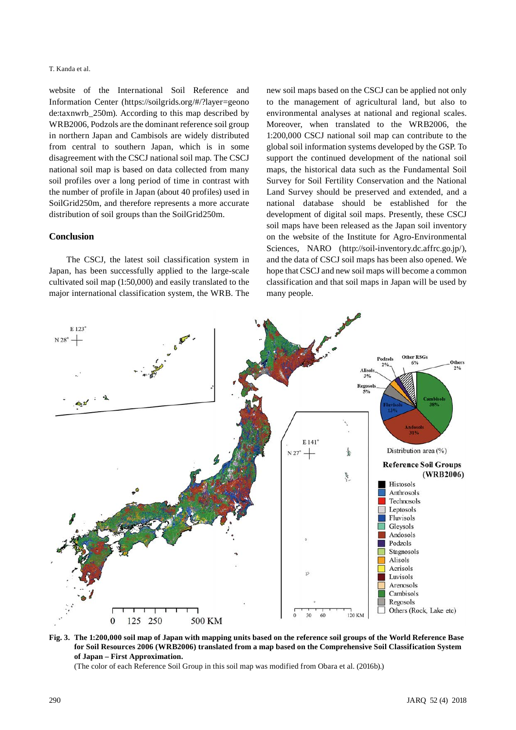website of the International Soil Reference and Information Center (https://soilgrids.org/#/?layer=geonode:taxnwrb_250m). According to this map described by WRB2006, Podzols are the dominant reference soil group in northern Japan and Cambisols are widely distributed from central to southern Japan, which is in some disagreement with the CSCJ national soil map. The CSCJ national soil map is based on data collected from many soil profiles over a long period of time in contrast with the number of profile in Japan (about 40 profiles) used in SoilGrid250m, and therefore represents a more accurate distribution of soil groups than the SoilGrid250m.

## Conclusion

The CSCJ, the latest soil classification system in Japan, has been successfully applied to the large-scale cultivated soil map (1:50,000) and easily translated to the major international classification system, the WRB. The new soil maps based on the CSCJ can be applied not only to the management of agricultural land, but also to environmental analyses at national and regional scales. Moreover, when translated to the WRB2006, the 1:200,000 CSCJ national soil map can contribute to the global soil information systems developed by the GSP. To support the continued development of the national soil maps, the historical data such as the Fundamental Soil Survey for Soil Fertility Conservation and the National Land Survey should be preserved and extended, and a national database should be established for the development of digital soil maps. Presently, these CSCJ soil maps have been released as the Japan soil inventory on the website of the Institute for Agro-Environmental Sciences, NARO (http://soil-inventory.dc.affrc.go.jp/), and the data of CSCJ soil maps has been also opened. We hope that CSCJ and new soil maps will become a common classification and that soil maps in Japan will be used by many people.

**Fig. 3. The 1:200,000 soil map of Japan with mapping units based on the reference soil groups of the World Reference Base for Soil Resources 2006 (WRB2006) translated from a map based on the Comprehensive Soil Classification System of Japan – First Approximation.**

(The color of each Reference Soil Group in this soil map was modified from Obara et al. (2016b).)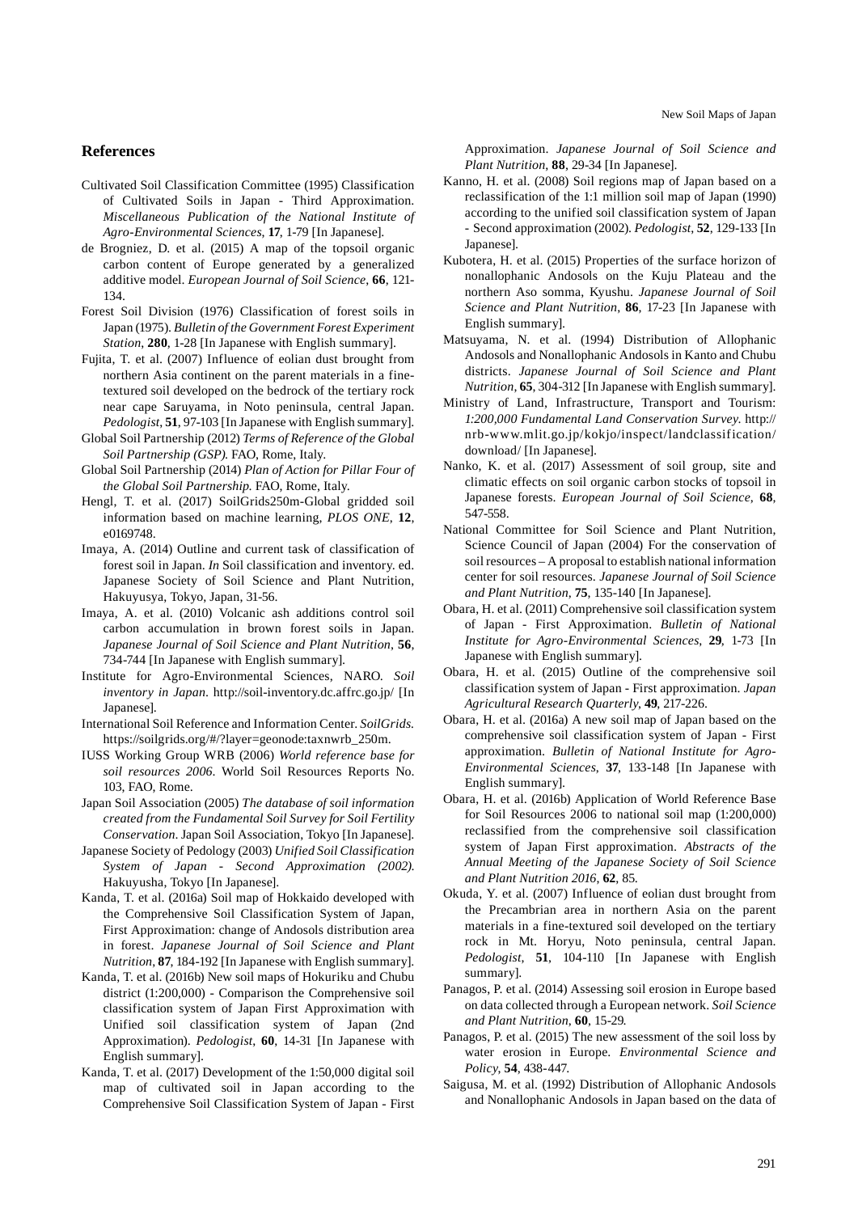## References

Cultivated Soil Classification Committee (1995) Classification of Cultivated Soils in Japan - Third Approximation. *Miscellaneous Publication of the National Institute of Agro-Environmental Sciences*, **17**, 1-79 [In Japanese].

de Brogniez, D. et al. (2015) A map of the topsoil organic carbon content of Europe generated by a generalized additive model. *European Journal of Soil Science*, **66**, 121-134.

Forest Soil Division (1976) Classification of forest soils in Japan (1975). *Bulletin of the Government Forest Experiment Station*, **280**, 1-28 [In Japanese with English summary].

Fujita, T. et al. (2007) Influence of eolian dust brought from northern Asia continent on the parent materials in a fine-textured soil developed on the bedrock of the tertiary rock near cape Saruyama, in Noto peninsula, central Japan. *Pedologist*, **51**, 97-103 [In Japanese with English summary].

Global Soil Partnership (2012) *Terms of Reference of the Global Soil Partnership (GSP).* FAO, Rome, Italy.

Global Soil Partnership (2014) *Plan of Action for Pillar Four of the Global Soil Partnership.* FAO, Rome, Italy.

Hengl, T. et al. (2017) SoilGrids250m-Global gridded soil information based on machine learning, *PLOS ONE*, **12**, e0169748.

Imaya, A. (2014) Outline and current task of classification of forest soil in Japan. *In* Soil classification and inventory. ed. Japanese Society of Soil Science and Plant Nutrition, Hakuyusya, Tokyo, Japan, 31-56.

Imaya, A. et al. (2010) Volcanic ash additions control soil carbon accumulation in brown forest soils in Japan. *Japanese Journal of Soil Science and Plant Nutrition*, **56**, 734-744 [In Japanese with English summary].

Institute for Agro-Environmental Sciences, NARO. *Soil inventory in Japan*. http://soil-inventory.dc.affrc.go.jp/ [In Japanese].

International Soil Reference and Information Center. *SoilGrids.* https://soilgrids.org/#/?layer=geonode:taxnwrb_250m.

IUSS Working Group WRB (2006) *World reference base for soil resources 2006*. World Soil Resources Reports No. 103, FAO, Rome.

Japan Soil Association (2005) *The database of soil information created from the Fundamental Soil Survey for Soil Fertility Conservation*. Japan Soil Association, Tokyo [In Japanese].

Japanese Society of Pedology (2003) *Unified Soil Classification System of Japan - Second Approximation (2002).* Hakuyusha, Tokyo [In Japanese].

Kanda, T. et al. (2016a) Soil map of Hokkaido developed with the Comprehensive Soil Classification System of Japan, First Approximation: change of Andosols distribution area in forest. *Japanese Journal of Soil Science and Plant Nutrition*, **87**, 184-192 [In Japanese with English summary].

Kanda, T. et al. (2016b) New soil maps of Hokuriku and Chubu district (1:200,000) - Comparison the Comprehensive soil classification system of Japan First Approximation with Unified soil classification system of Japan (2nd Approximation). *Pedologist*, **60**, 14-31 [In Japanese with English summary].

Kanda, T. et al. (2017) Development of the 1:50,000 digital soil map of cultivated soil in Japan according to the Comprehensive Soil Classification System of Japan - First Approximation. *Japanese Journal of Soil Science and Plant Nutrition*, **88**, 29-34 [In Japanese].

Kanno, H. et al. (2008) Soil regions map of Japan based on a reclassification of the 1:1 million soil map of Japan (1990) according to the unified soil classification system of Japan - Second approximation (2002). *Pedologist*, **52**, 129-133 [In Japanese].

Kubotera, H. et al. (2015) Properties of the surface horizon of nonallophanic Andosols on the Kuju Plateau and the northern Aso somma, Kyushu. *Japanese Journal of Soil Science and Plant Nutrition*, **86**, 17-23 [In Japanese with English summary].

Matsuyama, N. et al. (1994) Distribution of Allophanic Andosols and Nonallophanic Andosols in Kanto and Chubu districts. *Japanese Journal of Soil Science and Plant Nutrition*, **65**, 304-312 [In Japanese with English summary].

Ministry of Land, Infrastructure, Transport and Tourism: *1:200,000 Fundamental Land Conservation Survey.* http://nrb-www.mlit.go.jp/kokjo/inspect/landclassification/download/ [In Japanese].

Nanko, K. et al. (2017) Assessment of soil group, site and climatic effects on soil organic carbon stocks of topsoil in Japanese forests. *European Journal of Soil Science*, **68**, 547-558.

National Committee for Soil Science and Plant Nutrition, Science Council of Japan (2004) For the conservation of soil resources – A proposal to establish national information center for soil resources. *Japanese Journal of Soil Science and Plant Nutrition*, **75**, 135-140 [In Japanese].

Obara, H. et al. (2011) Comprehensive soil classification system of Japan - First Approximation. *Bulletin of National Institute for Agro-Environmental Sciences*, **29**, 1-73 [In Japanese with English summary].

Obara, H. et al. (2015) Outline of the comprehensive soil classification system of Japan - First approximation. *Japan Agricultural Research Quarterly*, **49**, 217-226.

Obara, H. et al. (2016a) A new soil map of Japan based on the comprehensive soil classification system of Japan - First approximation. *Bulletin of National Institute for Agro-Environmental Sciences*, **37**, 133-148 [In Japanese with English summary].

Obara, H. et al. (2016b) Application of World Reference Base for Soil Resources 2006 to national soil map (1:200,000) reclassified from the comprehensive soil classification system of Japan First approximation. *Abstracts of the Annual Meeting of the Japanese Society of Soil Science and Plant Nutrition 2016*, **62**, 85.

Okuda, Y. et al. (2007) Influence of eolian dust brought from the Precambrian area in northern Asia on the parent materials in a fine-textured soil developed on the tertiary rock in Mt. Horyu, Noto peninsula, central Japan. *Pedologist*, **51**, 104-110 [In Japanese with English summary].

Panagos, P. et al. (2014) Assessing soil erosion in Europe based on data collected through a European network. *Soil Science and Plant Nutrition*, **60**, 15-29.

Panagos, P. et al. (2015) The new assessment of the soil loss by water erosion in Europe. *Environmental Science and Policy*, **54**, 438-447.

Saigusa, M. et al. (1992) Distribution of Allophanic Andosols and Nonallophanic Andosols in Japan based on the data of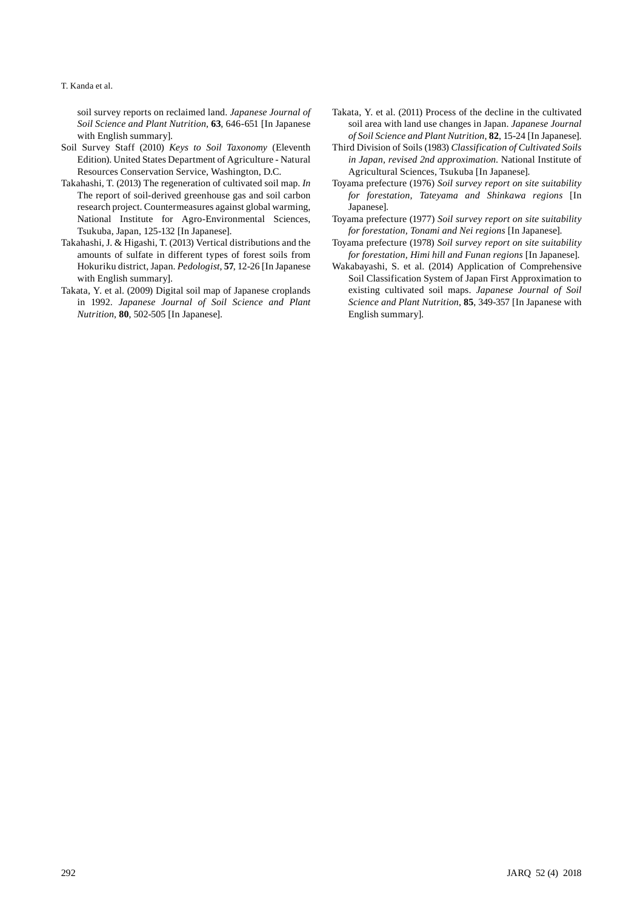soil survey reports on reclaimed land. *Japanese Journal of Soil Science and Plant Nutrition*, **63**, 646-651 [In Japanese with English summary].

Soil Survey Staff (2010) *Keys to Soil Taxonomy* (Eleventh Edition). United States Department of Agriculture - Natural Resources Conservation Service, Washington, D.C.

Takahashi, T. (2013) The regeneration of cultivated soil map. *In* The report of soil-derived greenhouse gas and soil carbon research project. Countermeasures against global warming, National Institute for Agro-Environmental Sciences, Tsukuba, Japan, 125-132 [In Japanese].

Takahashi, J. & Higashi, T. (2013) Vertical distributions and the amounts of sulfate in different types of forest soils from Hokuriku district, Japan. *Pedologist*, **57**, 12-26 [In Japanese with English summary].

Takata, Y. et al. (2009) Digital soil map of Japanese croplands in 1992. *Japanese Journal of Soil Science and Plant Nutrition*, **80**, 502-505 [In Japanese].

Takata, Y. et al. (2011) Process of the decline in the cultivated soil area with land use changes in Japan. *Japanese Journal of Soil Science and Plant Nutrition*, **82**, 15-24 [In Japanese].

Third Division of Soils (1983) *Classification of Cultivated Soils in Japan, revised 2nd approximation.* National Institute of Agricultural Sciences, Tsukuba [In Japanese].

Toyama prefecture (1976) *Soil survey report on site suitability for forestation, Tateyama and Shinkawa regions* [In Japanese].

Toyama prefecture (1977) *Soil survey report on site suitability for forestation, Tonami and Nei regions* [In Japanese].

Toyama prefecture (1978) *Soil survey report on site suitability for forestation, Himi hill and Funan regions* [In Japanese].

Wakabayashi, S. et al. (2014) Application of Comprehensive Soil Classification System of Japan First Approximation to existing cultivated soil maps. *Japanese Journal of Soil Science and Plant Nutrition*, **85**, 349-357 [In Japanese with English summary].